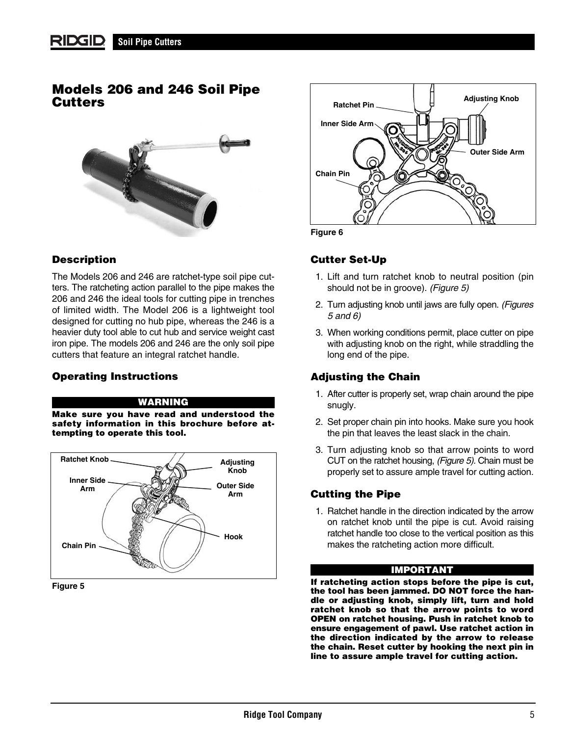# Models 206 and 246 Soil Pipe Cutters

## Description

The Models 206 and 246 are ratchet-type soil pipe cutters. The ratcheting action parallel to the pipe makes the 206 and 246 the ideal tools for cutting pipe in trenches of limited width. The Model 206 is a lightweight tool designed for cutting no hub pipe, whereas the 246 is a heavier duty tool able to cut hub and service weight cast iron pipe. The models 206 and 246 are the only soil pipe cutters that feature an integral ratchet handle.

## Operating Instructions

**WARNING**

**Make sure you have read and understood the safety information in this brochure before attempting to operate this tool.**

Figure 5

Figure 6

## Cutter Set-Up

1. Lift and turn ratchet knob to neutral position (pin should not be in groove). *(Figure 5)*
2. Turn adjusting knob until jaws are fully open. *(Figures 5 and 6)*
3. When working conditions permit, place cutter on pipe with adjusting knob on the right, while straddling the long end of the pipe.

## Adjusting the Chain

1. After cutter is properly set, wrap chain around the pipe snugly.
2. Set proper chain pin into hooks. Make sure you hook the pin that leaves the least slack in the chain.
3. Turn adjusting knob so that arrow points to word CUT on the ratchet housing, *(Figure 5).* Chain must be properly set to assure ample travel for cutting action.

## Cutting the Pipe

1. Ratchet handle in the direction indicated by the arrow on ratchet knob until the pipe is cut. Avoid raising ratchet handle too close to the vertical position as this makes the ratcheting action more difficult.

**IMPORTANT**

**If ratcheting action stops before the pipe is cut, the tool has been jammed. DO NOT force the handle or adjusting knob, simply lift, turn and hold ratchet knob so that the arrow points to word OPEN on ratchet housing. Push in ratchet knob to ensure engagement of pawl. Use ratchet action in the direction indicated by the arrow to release the chain. Reset cutter by hooking the next pin in line to assure ample travel for cutting action.**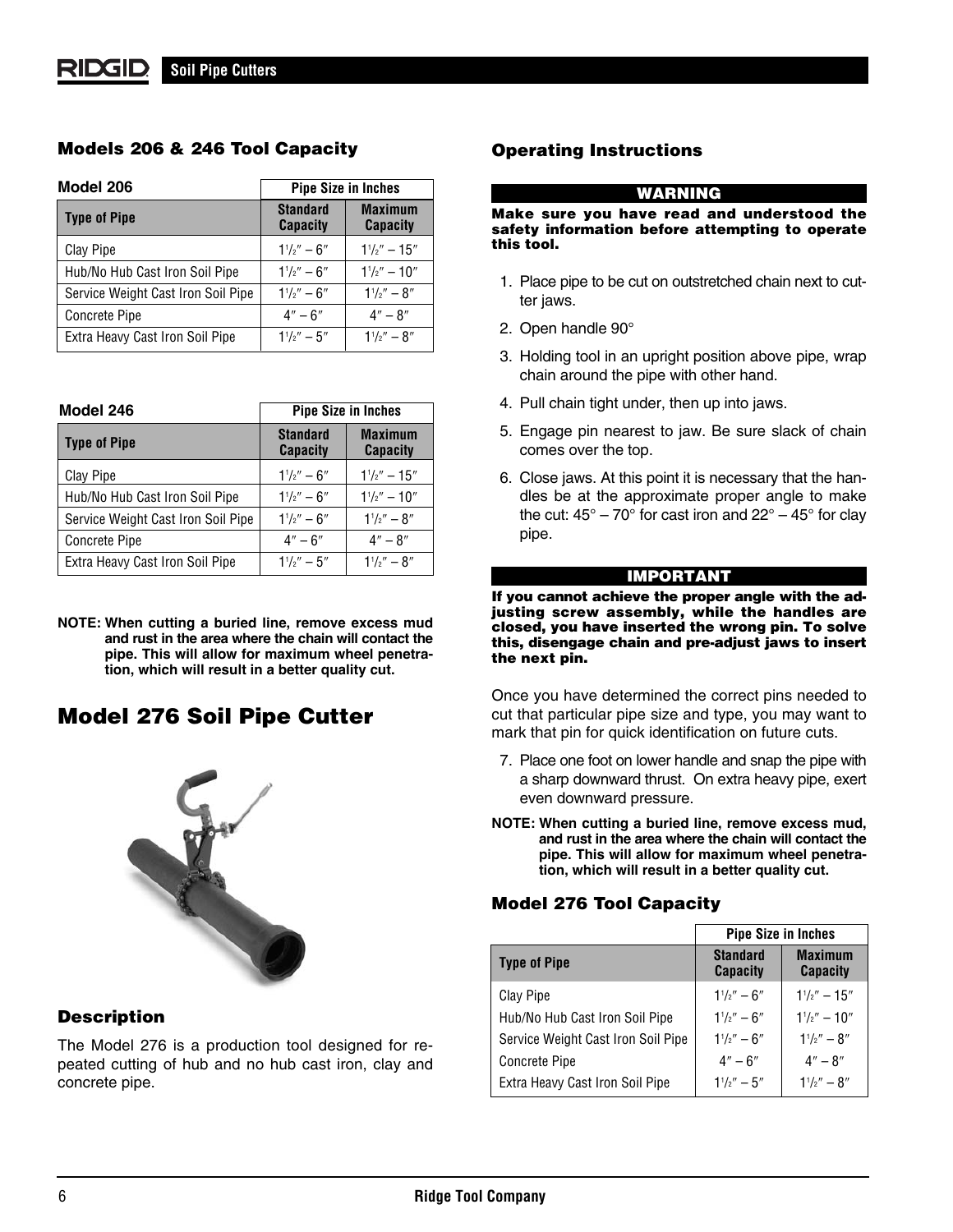## Models 206 & 246 Tool Capacity

| Model 206 | Pipe Size in Inches | |
|---|---|---|
| **Type of Pipe** | **Standard Capacity** | **Maximum Capacity** |
| Clay Pipe | 1½″ – 6″ | 1½″ – 15″ |
| Hub/No Hub Cast Iron Soil Pipe | 1½″ – 6″ | 1½″ – 10″ |
| Service Weight Cast Iron Soil Pipe | 1½″ – 6″ | 1½″ – 8″ |
| Concrete Pipe | 4″ – 6″ | 4″ – 8″ |
| Extra Heavy Cast Iron Soil Pipe | 1½″ – 5″ | 1½″ – 8″ |

| Model 246 | Pipe Size in Inches | |
|---|---|---|
| **Type of Pipe** | **Standard Capacity** | **Maximum Capacity** |
| Clay Pipe | 1½″ – 6″ | 1½″ – 15″ |
| Hub/No Hub Cast Iron Soil Pipe | 1½″ – 6″ | 1½″ – 10″ |
| Service Weight Cast Iron Soil Pipe | 1½″ – 6″ | 1½″ – 8″ |
| Concrete Pipe | 4″ – 6″ | 4″ – 8″ |
| Extra Heavy Cast Iron Soil Pipe | 1½″ – 5″ | 1½″ – 8″ |

**NOTE: When cutting a buried line, remove excess mud and rust in the area where the chain will contact the pipe. This will allow for maximum wheel penetration, which will result in a better quality cut.**

# Model 276 Soil Pipe Cutter

### Description

The Model 276 is a production tool designed for repeated cutting of hub and no hub cast iron, clay and concrete pipe.

### Operating Instructions

**WARNING**

**Make sure you have read and understood the safety information before attempting to operate this tool.**

1. Place pipe to be cut on outstretched chain next to cutter jaws.
2. Open handle 90°
3. Holding tool in an upright position above pipe, wrap chain around the pipe with other hand.
4. Pull chain tight under, then up into jaws.
5. Engage pin nearest to jaw. Be sure slack of chain comes over the top.
6. Close jaws. At this point it is necessary that the handles be at the approximate proper angle to make the cut: 45° – 70° for cast iron and 22° – 45° for clay pipe.

**IMPORTANT**

**If you cannot achieve the proper angle with the adjusting screw assembly, while the handles are closed, you have inserted the wrong pin. To solve this, disengage chain and pre-adjust jaws to insert the next pin.**

Once you have determined the correct pins needed to cut that particular pipe size and type, you may want to mark that pin for quick identification on future cuts.

7. Place one foot on lower handle and snap the pipe with a sharp downward thrust. On extra heavy pipe, exert even downward pressure.

**NOTE: When cutting a buried line, remove excess mud, and rust in the area where the chain will contact the pipe. This will allow for maximum wheel penetration, which will result in a better quality cut.**

### Model 276 Tool Capacity

| | Pipe Size in Inches | |
|---|---|---|
| **Type of Pipe** | **Standard Capacity** | **Maximum Capacity** |
| Clay Pipe | 1½″ – 6″ | 1½″ – 15″ |
| Hub/No Hub Cast Iron Soil Pipe | 1½″ – 6″ | 1½″ – 10″ |
| Service Weight Cast Iron Soil Pipe | 1½″ – 6″ | 1½″ – 8″ |
| Concrete Pipe | 4″ – 6″ | 4″ – 8″ |
| Extra Heavy Cast Iron Soil Pipe | 1½″ – 5″ | 1½″ – 8″ |